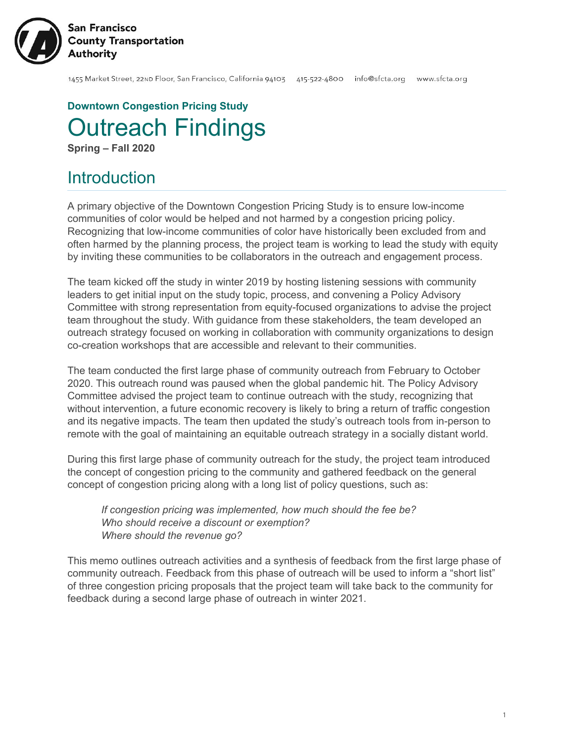San Francisco County Transportation Authority

1455 Market Street, 22ND Floor, San Francisco, California 94103   415-522-4800   info@sfcta.org   www.sfcta.org

**Downtown Congestion Pricing Study**

# Outreach Findings

**Spring – Fall 2020**

## Introduction

A primary objective of the Downtown Congestion Pricing Study is to ensure low-income communities of color would be helped and not harmed by a congestion pricing policy. Recognizing that low-income communities of color have historically been excluded from and often harmed by the planning process, the project team is working to lead the study with equity by inviting these communities to be collaborators in the outreach and engagement process.

The team kicked off the study in winter 2019 by hosting listening sessions with community leaders to get initial input on the study topic, process, and convening a Policy Advisory Committee with strong representation from equity-focused organizations to advise the project team throughout the study. With guidance from these stakeholders, the team developed an outreach strategy focused on working in collaboration with community organizations to design co-creation workshops that are accessible and relevant to their communities.

The team conducted the first large phase of community outreach from February to October 2020. This outreach round was paused when the global pandemic hit. The Policy Advisory Committee advised the project team to continue outreach with the study, recognizing that without intervention, a future economic recovery is likely to bring a return of traffic congestion and its negative impacts. The team then updated the study's outreach tools from in-person to remote with the goal of maintaining an equitable outreach strategy in a socially distant world.

During this first large phase of community outreach for the study, the project team introduced the concept of congestion pricing to the community and gathered feedback on the general concept of congestion pricing along with a long list of policy questions, such as:

> *If congestion pricing was implemented, how much should the fee be?*
> *Who should receive a discount or exemption?*
> *Where should the revenue go?*

This memo outlines outreach activities and a synthesis of feedback from the first large phase of community outreach. Feedback from this phase of outreach will be used to inform a "short list" of three congestion pricing proposals that the project team will take back to the community for feedback during a second large phase of outreach in winter 2021.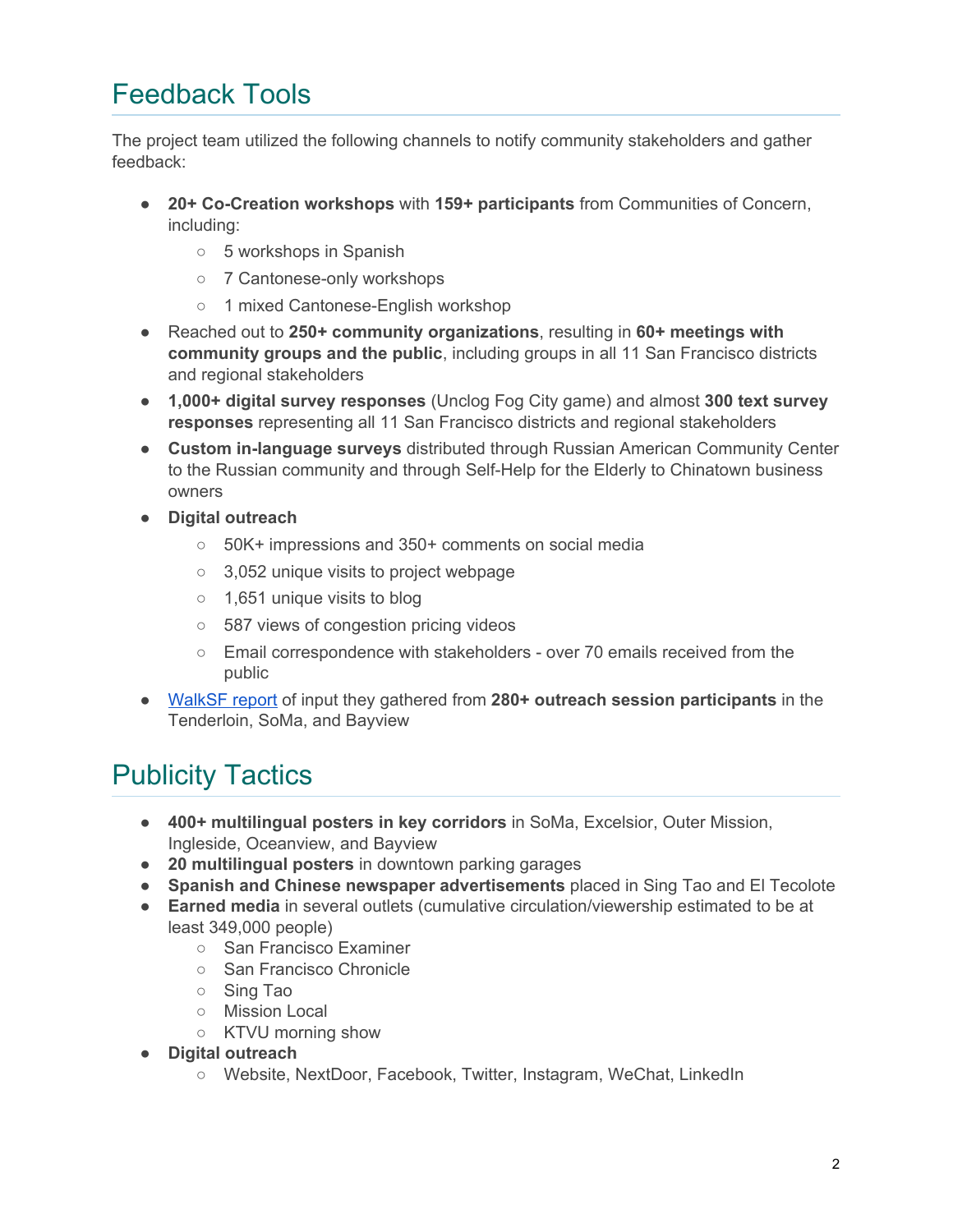## Feedback Tools

The project team utilized the following channels to notify community stakeholders and gather feedback:

- **20+ Co-Creation workshops** with **159+ participants** from Communities of Concern, including:
  - 5 workshops in Spanish
  - 7 Cantonese-only workshops
  - 1 mixed Cantonese-English workshop
- Reached out to **250+ community organizations**, resulting in **60+ meetings with community groups and the public**, including groups in all 11 San Francisco districts and regional stakeholders
- **1,000+ digital survey responses** (Unclog Fog City game) and almost **300 text survey responses** representing all 11 San Francisco districts and regional stakeholders
- **Custom in-language surveys** distributed through Russian American Community Center to the Russian community and through Self-Help for the Elderly to Chinatown business owners
- **Digital outreach**
  - 50K+ impressions and 350+ comments on social media
  - 3,052 unique visits to project webpage
  - 1,651 unique visits to blog
  - 587 views of congestion pricing videos
  - Email correspondence with stakeholders - over 70 emails received from the public
- WalkSF report of input they gathered from **280+ outreach session participants** in the Tenderloin, SoMa, and Bayview

## Publicity Tactics

- **400+ multilingual posters in key corridors** in SoMa, Excelsior, Outer Mission, Ingleside, Oceanview, and Bayview
- **20 multilingual posters** in downtown parking garages
- **Spanish and Chinese newspaper advertisements** placed in Sing Tao and El Tecolote
- **Earned media** in several outlets (cumulative circulation/viewership estimated to be at least 349,000 people)
  - San Francisco Examiner
  - San Francisco Chronicle
  - Sing Tao
  - Mission Local
  - KTVU morning show
- **Digital outreach**
  - Website, NextDoor, Facebook, Twitter, Instagram, WeChat, LinkedIn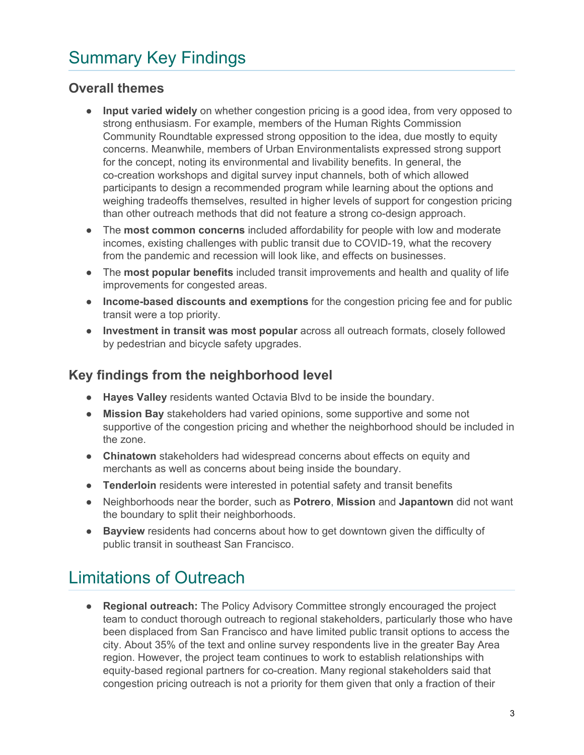# Summary Key Findings

## Overall themes

- **Input varied widely** on whether congestion pricing is a good idea, from very opposed to strong enthusiasm. For example, members of the Human Rights Commission Community Roundtable expressed strong opposition to the idea, due mostly to equity concerns. Meanwhile, members of Urban Environmentalists expressed strong support for the concept, noting its environmental and livability benefits. In general, the co-creation workshops and digital survey input channels, both of which allowed participants to design a recommended program while learning about the options and weighing tradeoffs themselves, resulted in higher levels of support for congestion pricing than other outreach methods that did not feature a strong co-design approach.
- The **most common concerns** included affordability for people with low and moderate incomes, existing challenges with public transit due to COVID-19, what the recovery from the pandemic and recession will look like, and effects on businesses.
- The **most popular benefits** included transit improvements and health and quality of life improvements for congested areas.
- **Income-based discounts and exemptions** for the congestion pricing fee and for public transit were a top priority.
- **Investment in transit was most popular** across all outreach formats, closely followed by pedestrian and bicycle safety upgrades.

## Key findings from the neighborhood level

- **Hayes Valley** residents wanted Octavia Blvd to be inside the boundary.
- **Mission Bay** stakeholders had varied opinions, some supportive and some not supportive of the congestion pricing and whether the neighborhood should be included in the zone.
- **Chinatown** stakeholders had widespread concerns about effects on equity and merchants as well as concerns about being inside the boundary.
- **Tenderloin** residents were interested in potential safety and transit benefits
- Neighborhoods near the border, such as **Potrero**, **Mission** and **Japantown** did not want the boundary to split their neighborhoods.
- **Bayview** residents had concerns about how to get downtown given the difficulty of public transit in southeast San Francisco.

# Limitations of Outreach

- **Regional outreach:** The Policy Advisory Committee strongly encouraged the project team to conduct thorough outreach to regional stakeholders, particularly those who have been displaced from San Francisco and have limited public transit options to access the city. About 35% of the text and online survey respondents live in the greater Bay Area region. However, the project team continues to work to establish relationships with equity-based regional partners for co-creation. Many regional stakeholders said that congestion pricing outreach is not a priority for them given that only a fraction of their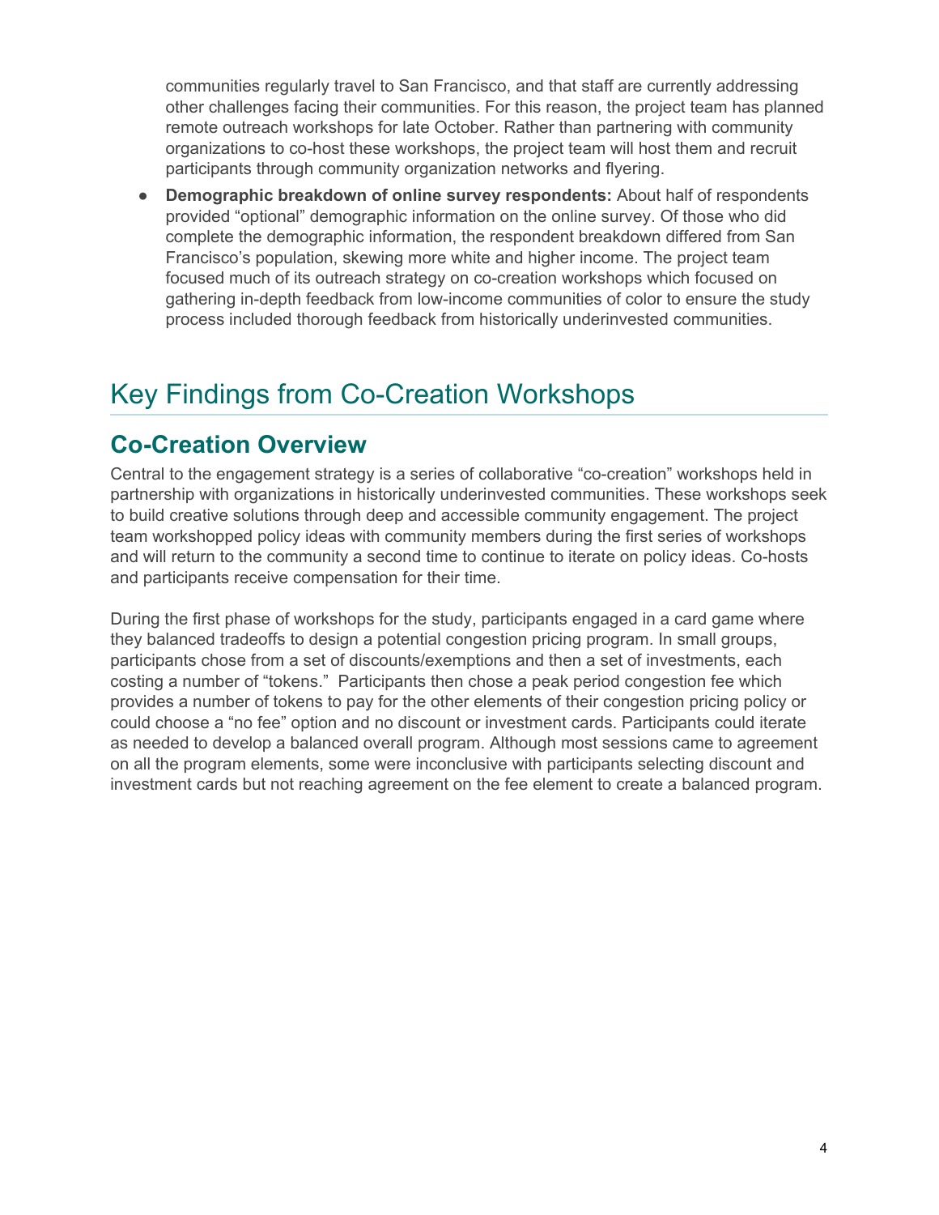communities regularly travel to San Francisco, and that staff are currently addressing other challenges facing their communities. For this reason, the project team has planned remote outreach workshops for late October. Rather than partnering with community organizations to co-host these workshops, the project team will host them and recruit participants through community organization networks and flyering.

- **Demographic breakdown of online survey respondents:** About half of respondents provided "optional" demographic information on the online survey. Of those who did complete the demographic information, the respondent breakdown differed from San Francisco's population, skewing more white and higher income. The project team focused much of its outreach strategy on co-creation workshops which focused on gathering in-depth feedback from low-income communities of color to ensure the study process included thorough feedback from historically underinvested communities.

# Key Findings from Co-Creation Workshops

## Co-Creation Overview

Central to the engagement strategy is a series of collaborative "co-creation" workshops held in partnership with organizations in historically underinvested communities. These workshops seek to build creative solutions through deep and accessible community engagement. The project team workshopped policy ideas with community members during the first series of workshops and will return to the community a second time to continue to iterate on policy ideas. Co-hosts and participants receive compensation for their time.

During the first phase of workshops for the study, participants engaged in a card game where they balanced tradeoffs to design a potential congestion pricing program. In small groups, participants chose from a set of discounts/exemptions and then a set of investments, each costing a number of "tokens." Participants then chose a peak period congestion fee which provides a number of tokens to pay for the other elements of their congestion pricing policy or could choose a "no fee" option and no discount or investment cards. Participants could iterate as needed to develop a balanced overall program. Although most sessions came to agreement on all the program elements, some were inconclusive with participants selecting discount and investment cards but not reaching agreement on the fee element to create a balanced program.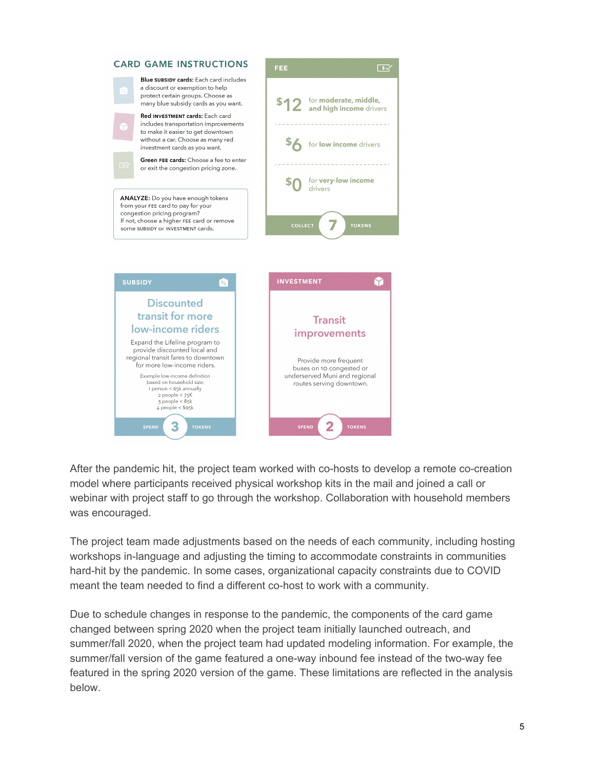## CARD GAME INSTRUCTIONS

**Blue SUBSIDY cards:** Each card includes a discount or exemption to help protect certain groups. Choose as many blue subsidy cards as you want.

**Red INVESTMENT cards:** Each card includes transportation improvements to make it easier to get downtown without a car. Choose as many red investment cards as you want.

**Green FEE cards:** Choose a fee to enter or exit the congestion pricing zone.

**ANALYZE:** Do you have enough tokens from your FEE card to pay for your congestion pricing program? If not, choose a higher FEE card or remove some SUBSIDY or INVESTMENT cards.

**FEE**

$12 for moderate, middle, and high income drivers

$6 for low income drivers

$0 for very-low income drivers

COLLECT 7 TOKENS

**SUBSIDY**

**Discounted transit for more low-income riders**

Expand the Lifeline program to provide discounted local and regional transit fares to downtown for more low-income riders.

Example low-income definition based on household size:
1 person < 65k annually
2 people < 75K
3 people < 85k
4 people < $95k

SPEND 3 TOKENS

**INVESTMENT**

**Transit improvements**

Provide more frequent buses on 10 congested or underserved Muni and regional routes serving downtown.

SPEND 2 TOKENS

After the pandemic hit, the project team worked with co-hosts to develop a remote co-creation model where participants received physical workshop kits in the mail and joined a call or webinar with project staff to go through the workshop. Collaboration with household members was encouraged.

The project team made adjustments based on the needs of each community, including hosting workshops in-language and adjusting the timing to accommodate constraints in communities hard-hit by the pandemic. In some cases, organizational capacity constraints due to COVID meant the team needed to find a different co-host to work with a community.

Due to schedule changes in response to the pandemic, the components of the card game changed between spring 2020 when the project team initially launched outreach, and summer/fall 2020, when the project team had updated modeling information. For example, the summer/fall version of the game featured a one-way inbound fee instead of the two-way fee featured in the spring 2020 version of the game. These limitations are reflected in the analysis below.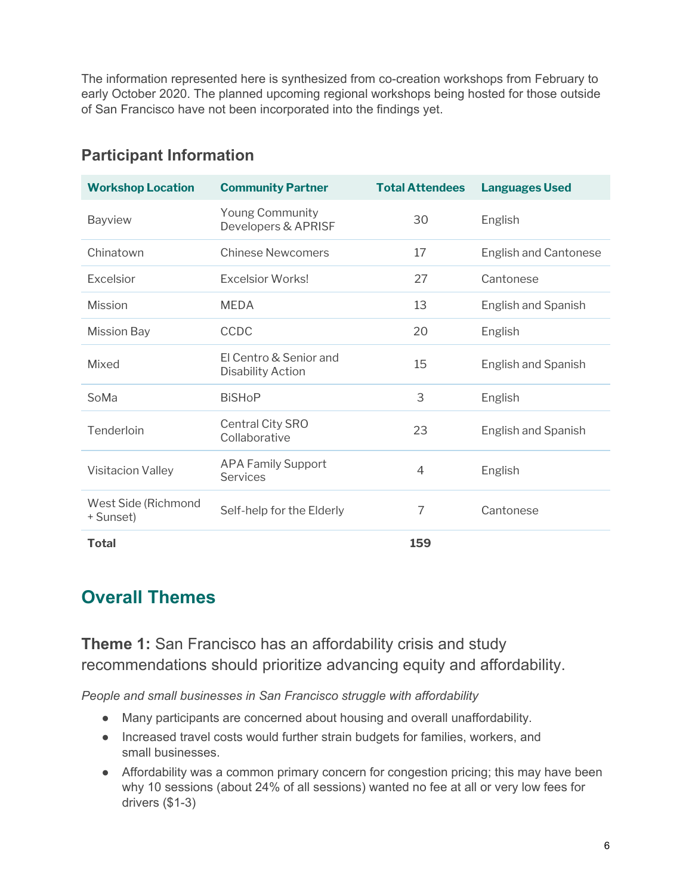The information represented here is synthesized from co-creation workshops from February to early October 2020. The planned upcoming regional workshops being hosted for those outside of San Francisco have not been incorporated into the findings yet.

### Participant Information

| Workshop Location | Community Partner | Total Attendees | Languages Used |
|---|---|---|---|
| Bayview | Young Community Developers & APRISF | 30 | English |
| Chinatown | Chinese Newcomers | 17 | English and Cantonese |
| Excelsior | Excelsior Works! | 27 | Cantonese |
| Mission | MEDA | 13 | English and Spanish |
| Mission Bay | CCDC | 20 | English |
| Mixed | El Centro & Senior and Disability Action | 15 | English and Spanish |
| SoMa | BiSHoP | 3 | English |
| Tenderloin | Central City SRO Collaborative | 23 | English and Spanish |
| Visitacion Valley | APA Family Support Services | 4 | English |
| West Side (Richmond + Sunset) | Self-help for the Elderly | 7 | Cantonese |
| **Total** | | **159** | |

## Overall Themes

### **Theme 1:** San Francisco has an affordability crisis and study recommendations should prioritize advancing equity and affordability.

*People and small businesses in San Francisco struggle with affordability*

- Many participants are concerned about housing and overall unaffordability.
- Increased travel costs would further strain budgets for families, workers, and small businesses.
- Affordability was a common primary concern for congestion pricing; this may have been why 10 sessions (about 24% of all sessions) wanted no fee at all or very low fees for drivers ($1-3)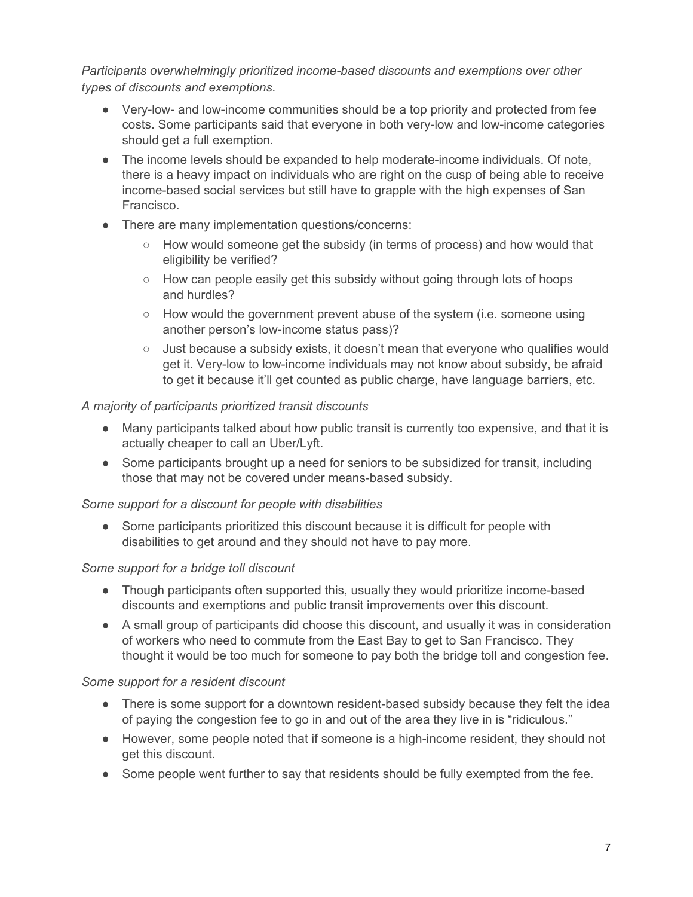*Participants overwhelmingly prioritized income-based discounts and exemptions over other types of discounts and exemptions.*

- Very-low- and low-income communities should be a top priority and protected from fee costs. Some participants said that everyone in both very-low and low-income categories should get a full exemption.
- The income levels should be expanded to help moderate-income individuals. Of note, there is a heavy impact on individuals who are right on the cusp of being able to receive income-based social services but still have to grapple with the high expenses of San Francisco.
- There are many implementation questions/concerns:
    - How would someone get the subsidy (in terms of process) and how would that eligibility be verified?
    - How can people easily get this subsidy without going through lots of hoops and hurdles?
    - How would the government prevent abuse of the system (i.e. someone using another person's low-income status pass)?
    - Just because a subsidy exists, it doesn't mean that everyone who qualifies would get it. Very-low to low-income individuals may not know about subsidy, be afraid to get it because it'll get counted as public charge, have language barriers, etc.

*A majority of participants prioritized transit discounts*

- Many participants talked about how public transit is currently too expensive, and that it is actually cheaper to call an Uber/Lyft.
- Some participants brought up a need for seniors to be subsidized for transit, including those that may not be covered under means-based subsidy.

*Some support for a discount for people with disabilities*

- Some participants prioritized this discount because it is difficult for people with disabilities to get around and they should not have to pay more.

*Some support for a bridge toll discount*

- Though participants often supported this, usually they would prioritize income-based discounts and exemptions and public transit improvements over this discount.
- A small group of participants did choose this discount, and usually it was in consideration of workers who need to commute from the East Bay to get to San Francisco. They thought it would be too much for someone to pay both the bridge toll and congestion fee.

*Some support for a resident discount*

- There is some support for a downtown resident-based subsidy because they felt the idea of paying the congestion fee to go in and out of the area they live in is "ridiculous."
- However, some people noted that if someone is a high-income resident, they should not get this discount.
- Some people went further to say that residents should be fully exempted from the fee.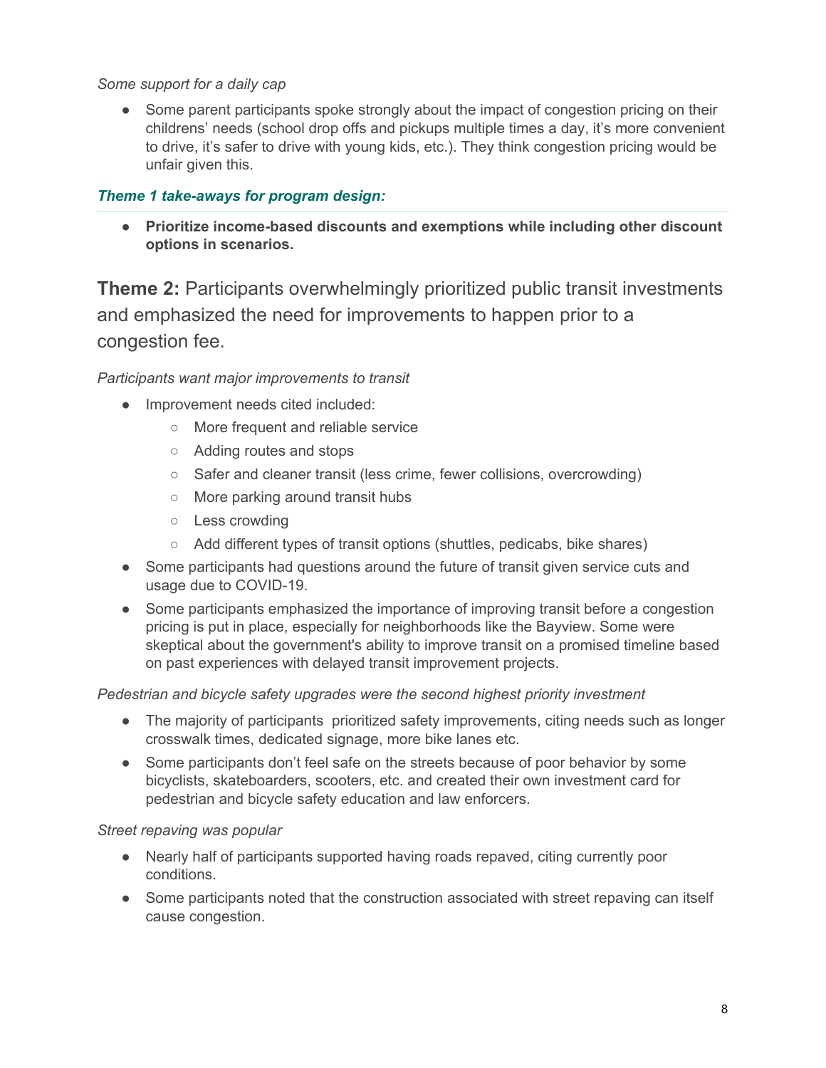*Some support for a daily cap*

- Some parent participants spoke strongly about the impact of congestion pricing on their childrens' needs (school drop offs and pickups multiple times a day, it's more convenient to drive, it's safer to drive with young kids, etc.). They think congestion pricing would be unfair given this.

***Theme 1 take-aways for program design:***

- **Prioritize income-based discounts and exemptions while including other discount options in scenarios.**

## **Theme 2:** Participants overwhelmingly prioritized public transit investments and emphasized the need for improvements to happen prior to a congestion fee.

*Participants want major improvements to transit*

- Improvement needs cited included:
  - More frequent and reliable service
  - Adding routes and stops
  - Safer and cleaner transit (less crime, fewer collisions, overcrowding)
  - More parking around transit hubs
  - Less crowding
  - Add different types of transit options (shuttles, pedicabs, bike shares)
- Some participants had questions around the future of transit given service cuts and usage due to COVID-19.
- Some participants emphasized the importance of improving transit before a congestion pricing is put in place, especially for neighborhoods like the Bayview. Some were skeptical about the government's ability to improve transit on a promised timeline based on past experiences with delayed transit improvement projects.

*Pedestrian and bicycle safety upgrades were the second highest priority investment*

- The majority of participants prioritized safety improvements, citing needs such as longer crosswalk times, dedicated signage, more bike lanes etc.
- Some participants don't feel safe on the streets because of poor behavior by some bicyclists, skateboarders, scooters, etc. and created their own investment card for pedestrian and bicycle safety education and law enforcers.

*Street repaving was popular*

- Nearly half of participants supported having roads repaved, citing currently poor conditions.
- Some participants noted that the construction associated with street repaving can itself cause congestion.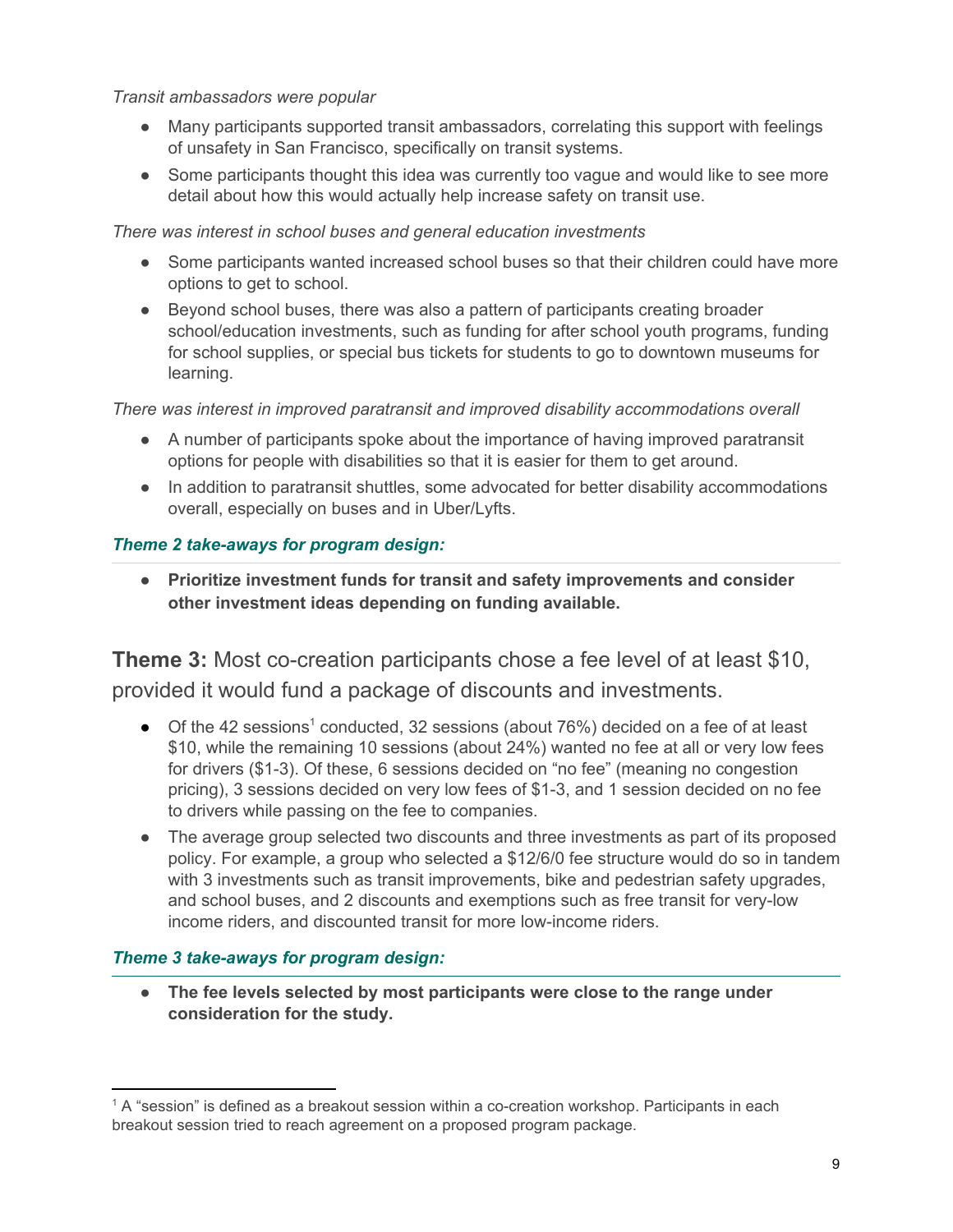*Transit ambassadors were popular*

- Many participants supported transit ambassadors, correlating this support with feelings of unsafety in San Francisco, specifically on transit systems.
- Some participants thought this idea was currently too vague and would like to see more detail about how this would actually help increase safety on transit use.

*There was interest in school buses and general education investments*

- Some participants wanted increased school buses so that their children could have more options to get to school.
- Beyond school buses, there was also a pattern of participants creating broader school/education investments, such as funding for after school youth programs, funding for school supplies, or special bus tickets for students to go to downtown museums for learning.

*There was interest in improved paratransit and improved disability accommodations overall*

- A number of participants spoke about the importance of having improved paratransit options for people with disabilities so that it is easier for them to get around.
- In addition to paratransit shuttles, some advocated for better disability accommodations overall, especially on buses and in Uber/Lyfts.

***Theme 2 take-aways for program design:***

- **Prioritize investment funds for transit and safety improvements and consider other investment ideas depending on funding available.**

## **Theme 3:** Most co-creation participants chose a fee level of at least $10, provided it would fund a package of discounts and investments.

- Of the 42 sessions[1] conducted, 32 sessions (about 76%) decided on a fee of at least $10, while the remaining 10 sessions (about 24%) wanted no fee at all or very low fees for drivers ($1-3). Of these, 6 sessions decided on "no fee" (meaning no congestion pricing), 3 sessions decided on very low fees of $1-3, and 1 session decided on no fee to drivers while passing on the fee to companies.
- The average group selected two discounts and three investments as part of its proposed policy. For example, a group who selected a $12/6/0 fee structure would do so in tandem with 3 investments such as transit improvements, bike and pedestrian safety upgrades, and school buses, and 2 discounts and exemptions such as free transit for very-low income riders, and discounted transit for more low-income riders.

***Theme 3 take-aways for program design:***

- **The fee levels selected by most participants were close to the range under consideration for the study.**

[1] A "session" is defined as a breakout session within a co-creation workshop. Participants in each breakout session tried to reach agreement on a proposed program package.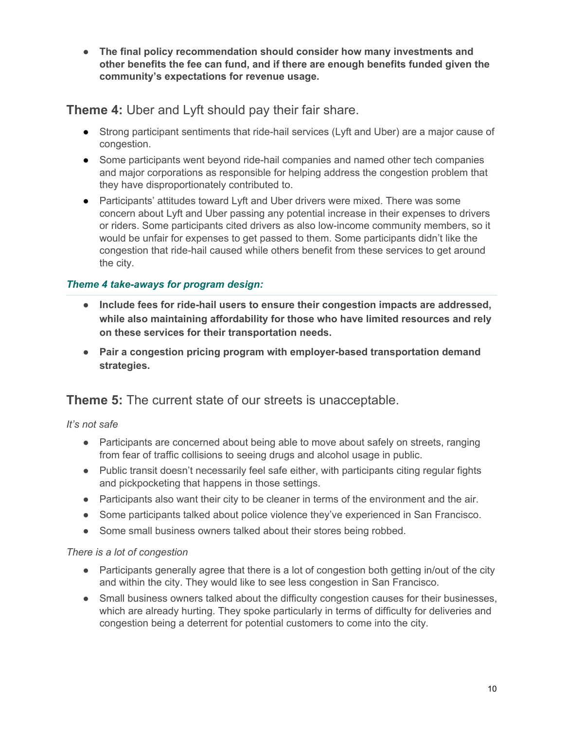- **The final policy recommendation should consider how many investments and other benefits the fee can fund, and if there are enough benefits funded given the community's expectations for revenue usage.**

## **Theme 4:** Uber and Lyft should pay their fair share.

- Strong participant sentiments that ride-hail services (Lyft and Uber) are a major cause of congestion.
- Some participants went beyond ride-hail companies and named other tech companies and major corporations as responsible for helping address the congestion problem that they have disproportionately contributed to.
- Participants' attitudes toward Lyft and Uber drivers were mixed. There was some concern about Lyft and Uber passing any potential increase in their expenses to drivers or riders. Some participants cited drivers as also low-income community members, so it would be unfair for expenses to get passed to them. Some participants didn't like the congestion that ride-hail caused while others benefit from these services to get around the city.

### ***Theme 4 take-aways for program design:***

- **Include fees for ride-hail users to ensure their congestion impacts are addressed, while also maintaining affordability for those who have limited resources and rely on these services for their transportation needs.**
- **Pair a congestion pricing program with employer-based transportation demand strategies.**

## **Theme 5:** The current state of our streets is unacceptable.

*It's not safe*

- Participants are concerned about being able to move about safely on streets, ranging from fear of traffic collisions to seeing drugs and alcohol usage in public.
- Public transit doesn't necessarily feel safe either, with participants citing regular fights and pickpocketing that happens in those settings.
- Participants also want their city to be cleaner in terms of the environment and the air.
- Some participants talked about police violence they've experienced in San Francisco.
- Some small business owners talked about their stores being robbed.

*There is a lot of congestion*

- Participants generally agree that there is a lot of congestion both getting in/out of the city and within the city. They would like to see less congestion in San Francisco.
- Small business owners talked about the difficulty congestion causes for their businesses, which are already hurting. They spoke particularly in terms of difficulty for deliveries and congestion being a deterrent for potential customers to come into the city.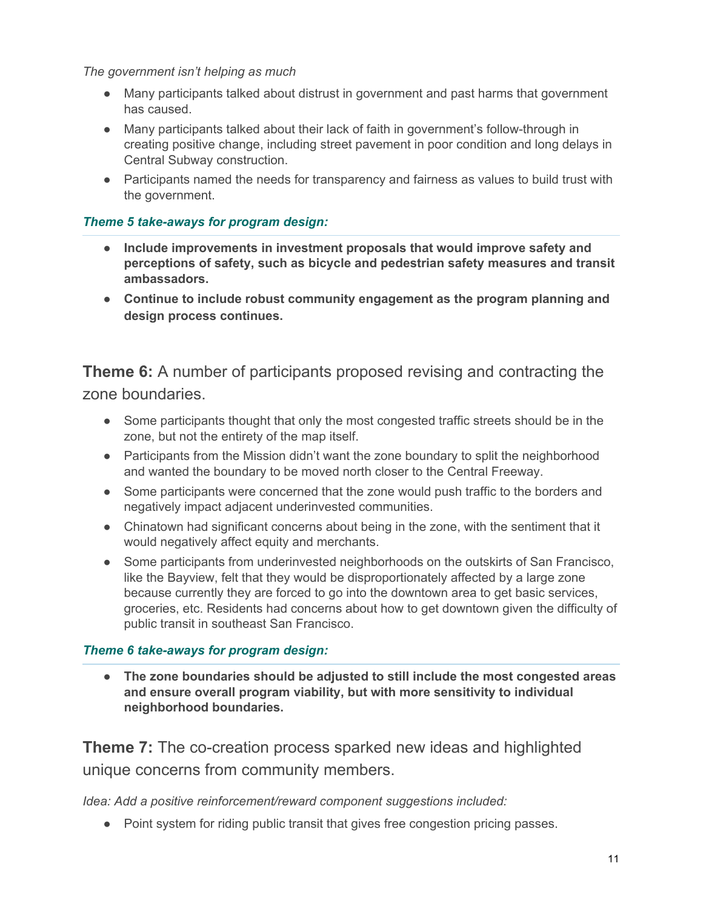*The government isn't helping as much*

- Many participants talked about distrust in government and past harms that government has caused.
- Many participants talked about their lack of faith in government's follow-through in creating positive change, including street pavement in poor condition and long delays in Central Subway construction.
- Participants named the needs for transparency and fairness as values to build trust with the government.

***Theme 5 take-aways for program design:***

- **Include improvements in investment proposals that would improve safety and perceptions of safety, such as bicycle and pedestrian safety measures and transit ambassadors.**
- **Continue to include robust community engagement as the program planning and design process continues.**

## **Theme 6:** A number of participants proposed revising and contracting the zone boundaries.

- Some participants thought that only the most congested traffic streets should be in the zone, but not the entirety of the map itself.
- Participants from the Mission didn't want the zone boundary to split the neighborhood and wanted the boundary to be moved north closer to the Central Freeway.
- Some participants were concerned that the zone would push traffic to the borders and negatively impact adjacent underinvested communities.
- Chinatown had significant concerns about being in the zone, with the sentiment that it would negatively affect equity and merchants.
- Some participants from underinvested neighborhoods on the outskirts of San Francisco, like the Bayview, felt that they would be disproportionately affected by a large zone because currently they are forced to go into the downtown area to get basic services, groceries, etc. Residents had concerns about how to get downtown given the difficulty of public transit in southeast San Francisco.

***Theme 6 take-aways for program design:***

- **The zone boundaries should be adjusted to still include the most congested areas and ensure overall program viability, but with more sensitivity to individual neighborhood boundaries.**

## **Theme 7:** The co-creation process sparked new ideas and highlighted unique concerns from community members.

*Idea: Add a positive reinforcement/reward component suggestions included:*

- Point system for riding public transit that gives free congestion pricing passes.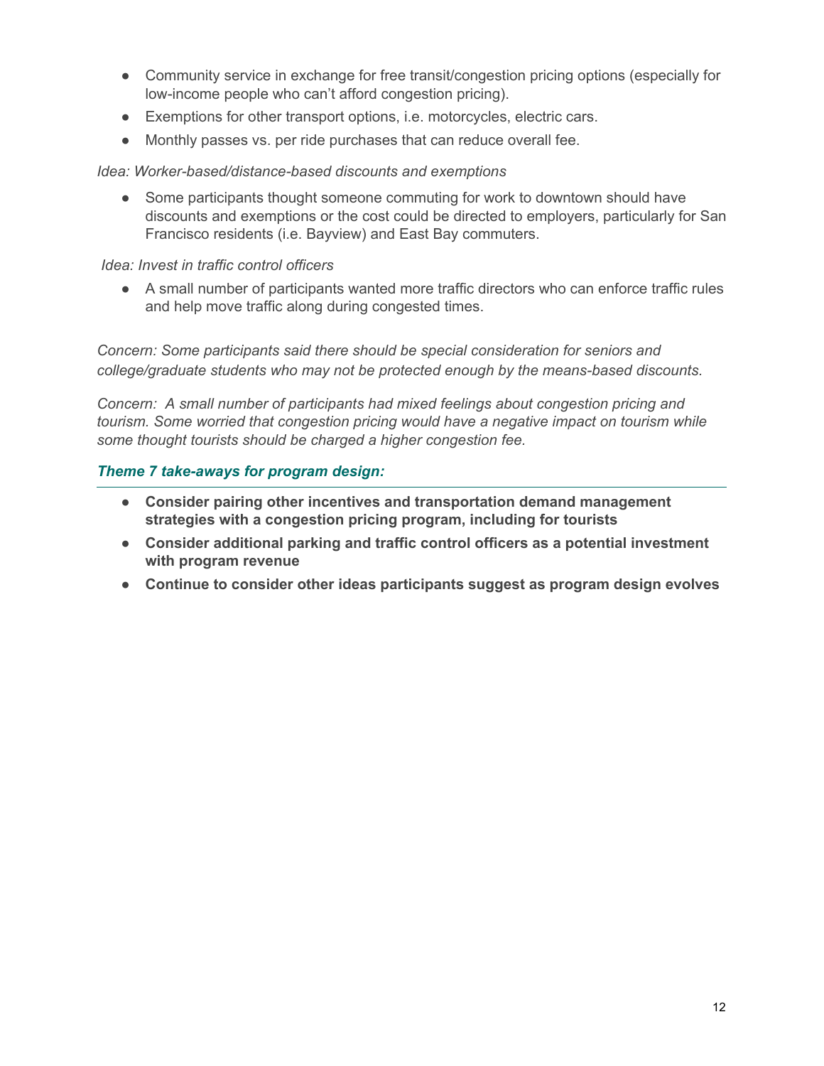- Community service in exchange for free transit/congestion pricing options (especially for low-income people who can't afford congestion pricing).
- Exemptions for other transport options, i.e. motorcycles, electric cars.
- Monthly passes vs. per ride purchases that can reduce overall fee.

*Idea: Worker-based/distance-based discounts and exemptions*

- Some participants thought someone commuting for work to downtown should have discounts and exemptions or the cost could be directed to employers, particularly for San Francisco residents (i.e. Bayview) and East Bay commuters.

*Idea: Invest in traffic control officers*

- A small number of participants wanted more traffic directors who can enforce traffic rules and help move traffic along during congested times.

*Concern: Some participants said there should be special consideration for seniors and college/graduate students who may not be protected enough by the means-based discounts.*

*Concern: A small number of participants had mixed feelings about congestion pricing and tourism. Some worried that congestion pricing would have a negative impact on tourism while some thought tourists should be charged a higher congestion fee.*

### ***Theme 7 take-aways for program design:***

- **Consider pairing other incentives and transportation demand management strategies with a congestion pricing program, including for tourists**
- **Consider additional parking and traffic control officers as a potential investment with program revenue**
- **Continue to consider other ideas participants suggest as program design evolves**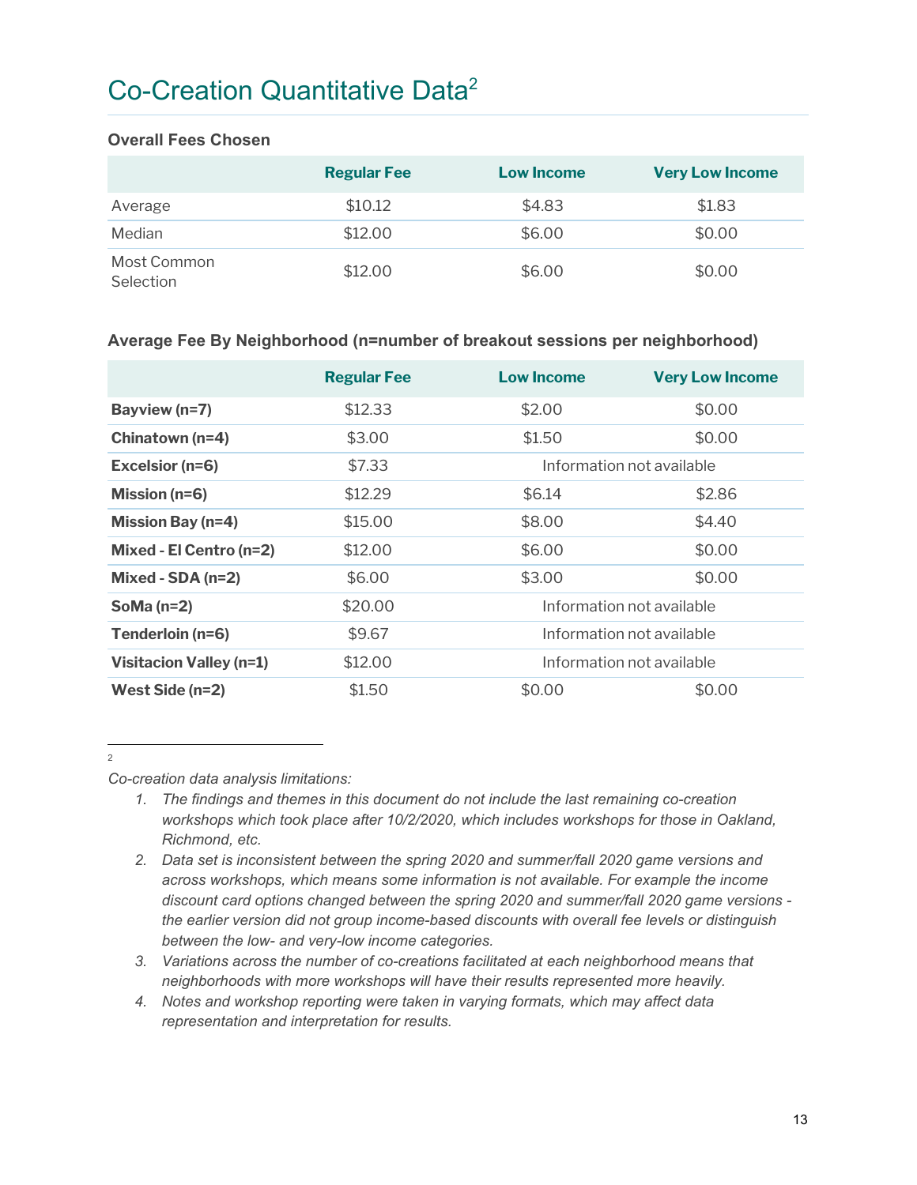# Co-Creation Quantitative Data[2]

### Overall Fees Chosen

| | Regular Fee | Low Income | Very Low Income |
|---|---|---|---|
| Average | $10.12 | $4.83 | $1.83 |
| Median | $12.00 | $6.00 | $0.00 |
| Most Common Selection | $12.00 | $6.00 | $0.00 |

### Average Fee By Neighborhood (n=number of breakout sessions per neighborhood)

| | Regular Fee | Low Income | Very Low Income |
|---|---|---|---|
| **Bayview (n=7)** | $12.33 | $2.00 | $0.00 |
| **Chinatown (n=4)** | $3.00 | $1.50 | $0.00 |
| **Excelsior (n=6)** | $7.33 | Information not available | |
| **Mission (n=6)** | $12.29 | $6.14 | $2.86 |
| **Mission Bay (n=4)** | $15.00 | $8.00 | $4.40 |
| **Mixed - El Centro (n=2)** | $12.00 | $6.00 | $0.00 |
| **Mixed - SDA (n=2)** | $6.00 | $3.00 | $0.00 |
| **SoMa (n=2)** | $20.00 | Information not available | |
| **Tenderloin (n=6)** | $9.67 | Information not available | |
| **Visitacion Valley (n=1)** | $12.00 | Information not available | |
| **West Side (n=2)** | $1.50 | $0.00 | $0.00 |

---

[2] *Co-creation data analysis limitations:*

1. *The findings and themes in this document do not include the last remaining co-creation workshops which took place after 10/2/2020, which includes workshops for those in Oakland, Richmond, etc.*
2. *Data set is inconsistent between the spring 2020 and summer/fall 2020 game versions and across workshops, which means some information is not available. For example the income discount card options changed between the spring 2020 and summer/fall 2020 game versions - the earlier version did not group income-based discounts with overall fee levels or distinguish between the low- and very-low income categories.*
3. *Variations across the number of co-creations facilitated at each neighborhood means that neighborhoods with more workshops will have their results represented more heavily.*
4. *Notes and workshop reporting were taken in varying formats, which may affect data representation and interpretation for results.*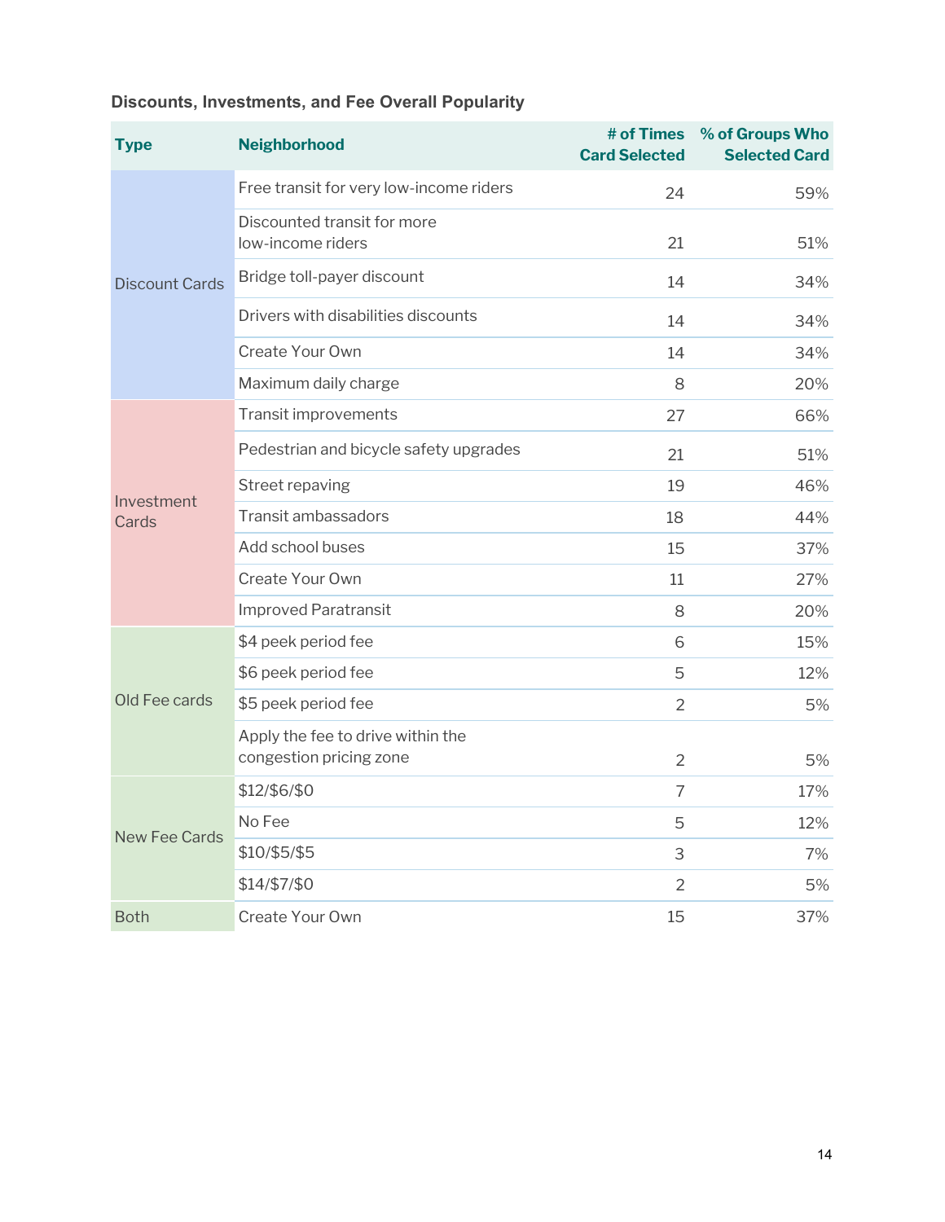**Discounts, Investments, and Fee Overall Popularity**

| Type | Neighborhood | # of Times Card Selected | % of Groups Who Selected Card |
|---|---|---|---|
| Discount Cards | Free transit for very low-income riders | 24 | 59% |
| | Discounted transit for more low-income riders | 21 | 51% |
| | Bridge toll-payer discount | 14 | 34% |
| | Drivers with disabilities discounts | 14 | 34% |
| | Create Your Own | 14 | 34% |
| | Maximum daily charge | 8 | 20% |
| Investment Cards | Transit improvements | 27 | 66% |
| | Pedestrian and bicycle safety upgrades | 21 | 51% |
| | Street repaving | 19 | 46% |
| | Transit ambassadors | 18 | 44% |
| | Add school buses | 15 | 37% |
| | Create Your Own | 11 | 27% |
| | Improved Paratransit | 8 | 20% |
| Old Fee cards | $4 peek period fee | 6 | 15% |
| | $6 peek period fee | 5 | 12% |
| | $5 peek period fee | 2 | 5% |
| | Apply the fee to drive within the congestion pricing zone | 2 | 5% |
| New Fee Cards | $12/$6/$0 | 7 | 17% |
| | No Fee | 5 | 12% |
| | $10/$5/$5 | 3 | 7% |
| | $14/$7/$0 | 2 | 5% |
| Both | Create Your Own | 15 | 37% |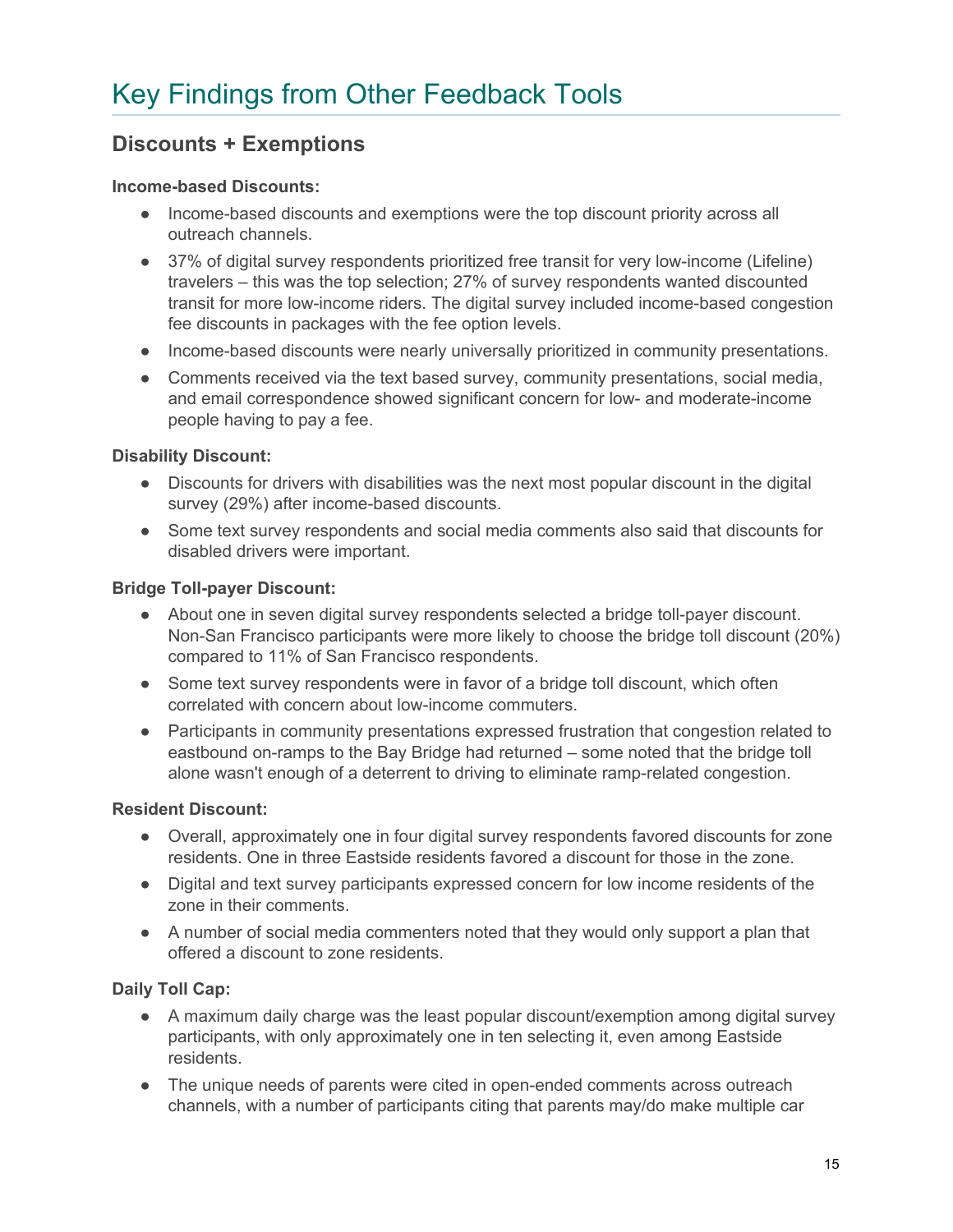# Key Findings from Other Feedback Tools

## Discounts + Exemptions

**Income-based Discounts:**

- Income-based discounts and exemptions were the top discount priority across all outreach channels.
- 37% of digital survey respondents prioritized free transit for very low-income (Lifeline) travelers – this was the top selection; 27% of survey respondents wanted discounted transit for more low-income riders. The digital survey included income-based congestion fee discounts in packages with the fee option levels.
- Income-based discounts were nearly universally prioritized in community presentations.
- Comments received via the text based survey, community presentations, social media, and email correspondence showed significant concern for low- and moderate-income people having to pay a fee.

**Disability Discount:**

- Discounts for drivers with disabilities was the next most popular discount in the digital survey (29%) after income-based discounts.
- Some text survey respondents and social media comments also said that discounts for disabled drivers were important.

**Bridge Toll-payer Discount:**

- About one in seven digital survey respondents selected a bridge toll-payer discount. Non-San Francisco participants were more likely to choose the bridge toll discount (20%) compared to 11% of San Francisco respondents.
- Some text survey respondents were in favor of a bridge toll discount, which often correlated with concern about low-income commuters.
- Participants in community presentations expressed frustration that congestion related to eastbound on-ramps to the Bay Bridge had returned – some noted that the bridge toll alone wasn't enough of a deterrent to driving to eliminate ramp-related congestion.

**Resident Discount:**

- Overall, approximately one in four digital survey respondents favored discounts for zone residents. One in three Eastside residents favored a discount for those in the zone.
- Digital and text survey participants expressed concern for low income residents of the zone in their comments.
- A number of social media commenters noted that they would only support a plan that offered a discount to zone residents.

**Daily Toll Cap:**

- A maximum daily charge was the least popular discount/exemption among digital survey participants, with only approximately one in ten selecting it, even among Eastside residents.
- The unique needs of parents were cited in open-ended comments across outreach channels, with a number of participants citing that parents may/do make multiple car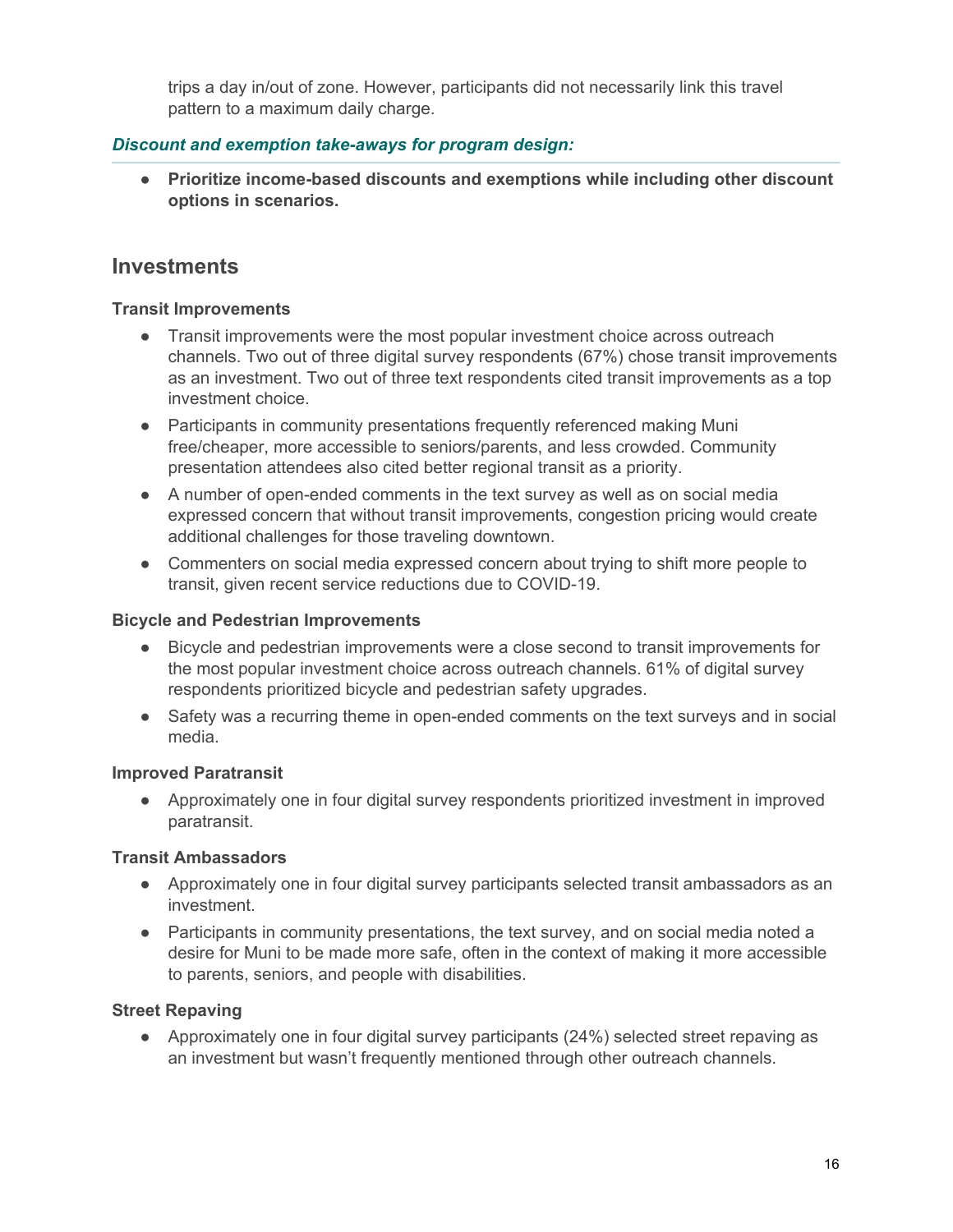trips a day in/out of zone. However, participants did not necessarily link this travel pattern to a maximum daily charge.

***Discount and exemption take-aways for program design:***

- **Prioritize income-based discounts and exemptions while including other discount options in scenarios.**

## Investments

### Transit Improvements

- Transit improvements were the most popular investment choice across outreach channels. Two out of three digital survey respondents (67%) chose transit improvements as an investment. Two out of three text respondents cited transit improvements as a top investment choice.
- Participants in community presentations frequently referenced making Muni free/cheaper, more accessible to seniors/parents, and less crowded. Community presentation attendees also cited better regional transit as a priority.
- A number of open-ended comments in the text survey as well as on social media expressed concern that without transit improvements, congestion pricing would create additional challenges for those traveling downtown.
- Commenters on social media expressed concern about trying to shift more people to transit, given recent service reductions due to COVID-19.

### Bicycle and Pedestrian Improvements

- Bicycle and pedestrian improvements were a close second to transit improvements for the most popular investment choice across outreach channels. 61% of digital survey respondents prioritized bicycle and pedestrian safety upgrades.
- Safety was a recurring theme in open-ended comments on the text surveys and in social media.

### Improved Paratransit

- Approximately one in four digital survey respondents prioritized investment in improved paratransit.

### Transit Ambassadors

- Approximately one in four digital survey participants selected transit ambassadors as an investment.
- Participants in community presentations, the text survey, and on social media noted a desire for Muni to be made more safe, often in the context of making it more accessible to parents, seniors, and people with disabilities.

### Street Repaving

- Approximately one in four digital survey participants (24%) selected street repaving as an investment but wasn't frequently mentioned through other outreach channels.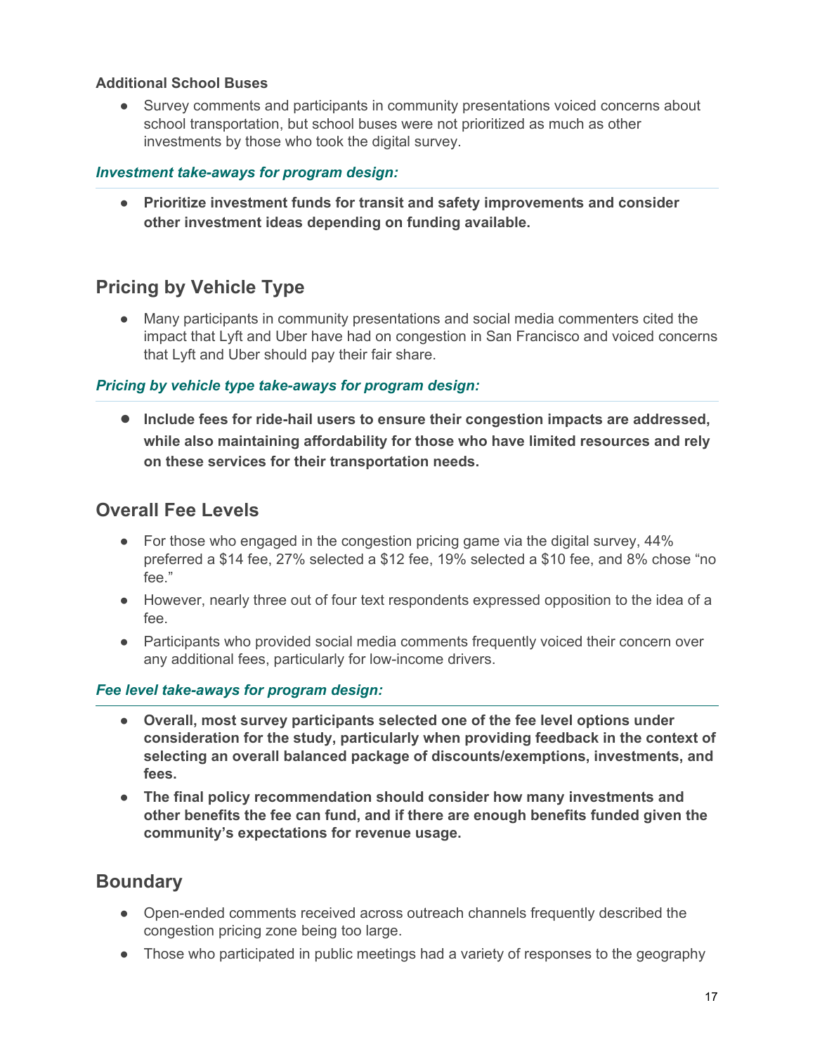**Additional School Buses**

- Survey comments and participants in community presentations voiced concerns about school transportation, but school buses were not prioritized as much as other investments by those who took the digital survey.

***Investment take-aways for program design:***

- **Prioritize investment funds for transit and safety improvements and consider other investment ideas depending on funding available.**

## Pricing by Vehicle Type

- Many participants in community presentations and social media commenters cited the impact that Lyft and Uber have had on congestion in San Francisco and voiced concerns that Lyft and Uber should pay their fair share.

***Pricing by vehicle type take-aways for program design:***

- **Include fees for ride-hail users to ensure their congestion impacts are addressed, while also maintaining affordability for those who have limited resources and rely on these services for their transportation needs.**

## Overall Fee Levels

- For those who engaged in the congestion pricing game via the digital survey, 44% preferred a $14 fee, 27% selected a $12 fee, 19% selected a $10 fee, and 8% chose "no fee."
- However, nearly three out of four text respondents expressed opposition to the idea of a fee.
- Participants who provided social media comments frequently voiced their concern over any additional fees, particularly for low-income drivers.

***Fee level take-aways for program design:***

- **Overall, most survey participants selected one of the fee level options under consideration for the study, particularly when providing feedback in the context of selecting an overall balanced package of discounts/exemptions, investments, and fees.**
- **The final policy recommendation should consider how many investments and other benefits the fee can fund, and if there are enough benefits funded given the community's expectations for revenue usage.**

## Boundary

- Open-ended comments received across outreach channels frequently described the congestion pricing zone being too large.
- Those who participated in public meetings had a variety of responses to the geography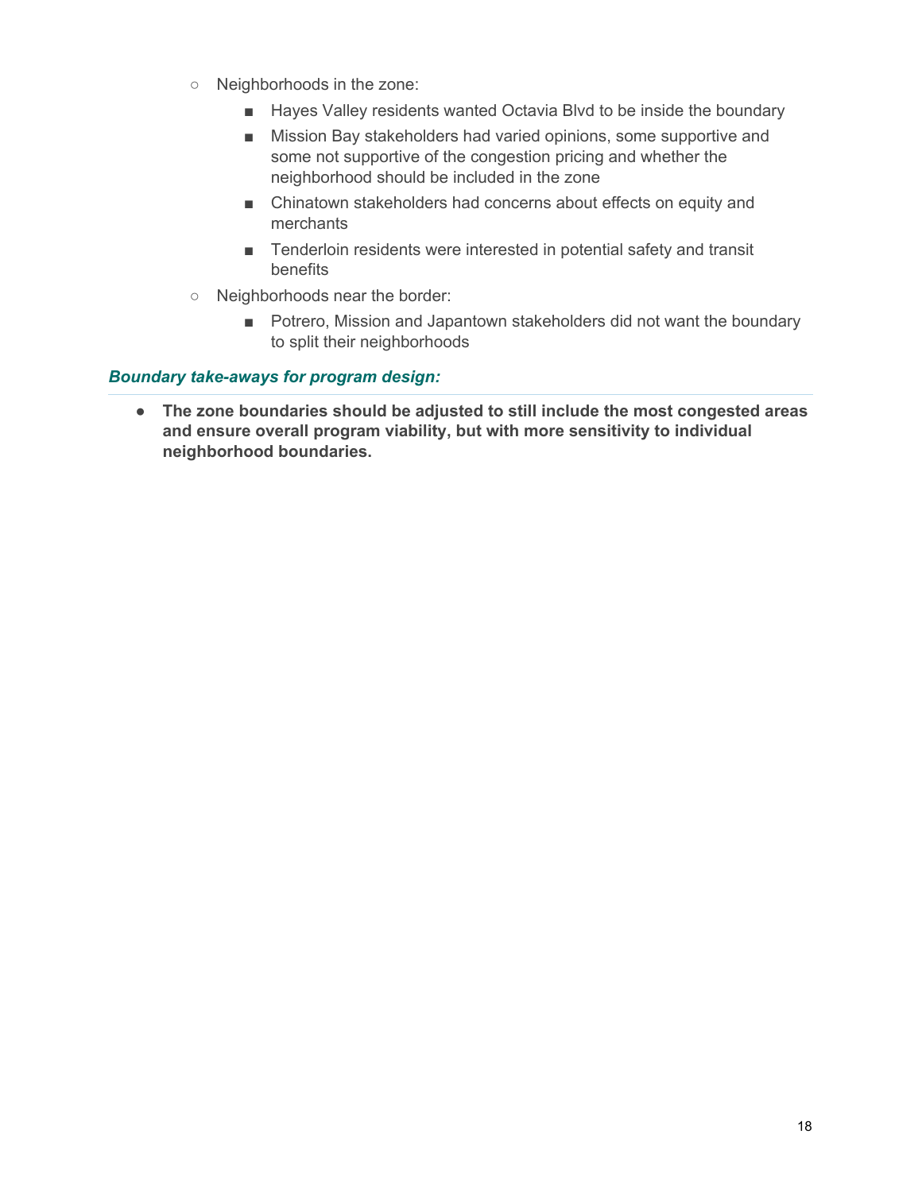- Neighborhoods in the zone:
  - Hayes Valley residents wanted Octavia Blvd to be inside the boundary
  - Mission Bay stakeholders had varied opinions, some supportive and some not supportive of the congestion pricing and whether the neighborhood should be included in the zone
  - Chinatown stakeholders had concerns about effects on equity and merchants
  - Tenderloin residents were interested in potential safety and transit benefits
- Neighborhoods near the border:
  - Potrero, Mission and Japantown stakeholders did not want the boundary to split their neighborhoods

### ***Boundary take-aways for program design:***

- **The zone boundaries should be adjusted to still include the most congested areas and ensure overall program viability, but with more sensitivity to individual neighborhood boundaries.**